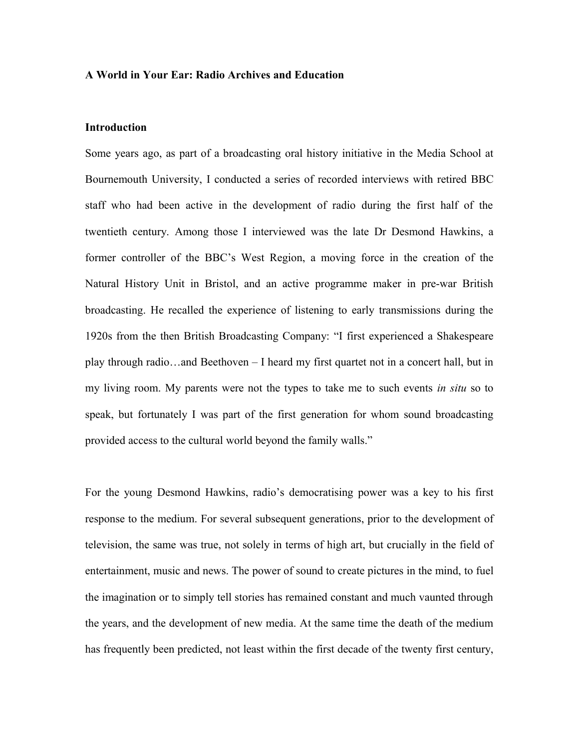# A World in Your Ear: Radio Archives and Education

## Introduction

Some years ago, as part of a broadcasting oral history initiative in the Media School at Bournemouth University, I conducted a series of recorded interviews with retired BBC staff who had been active in the development of radio during the first half of the twentieth century. Among those I interviewed was the late Dr Desmond Hawkins, a former controller of the BBC's West Region, a moving force in the creation of the Natural History Unit in Bristol, and an active programme maker in pre-war British broadcasting. He recalled the experience of listening to early transmissions during the 1920s from the then British Broadcasting Company: "I first experienced a Shakespeare play through radio…and Beethoven – I heard my first quartet not in a concert hall, but in my living room. My parents were not the types to take me to such events *in situ* so to speak, but fortunately I was part of the first generation for whom sound broadcasting provided access to the cultural world beyond the family walls."

For the young Desmond Hawkins, radio's democratising power was a key to his first response to the medium. For several subsequent generations, prior to the development of television, the same was true, not solely in terms of high art, but crucially in the field of entertainment, music and news. The power of sound to create pictures in the mind, to fuel the imagination or to simply tell stories has remained constant and much vaunted through the years, and the development of new media. At the same time the death of the medium has frequently been predicted, not least within the first decade of the twenty first century,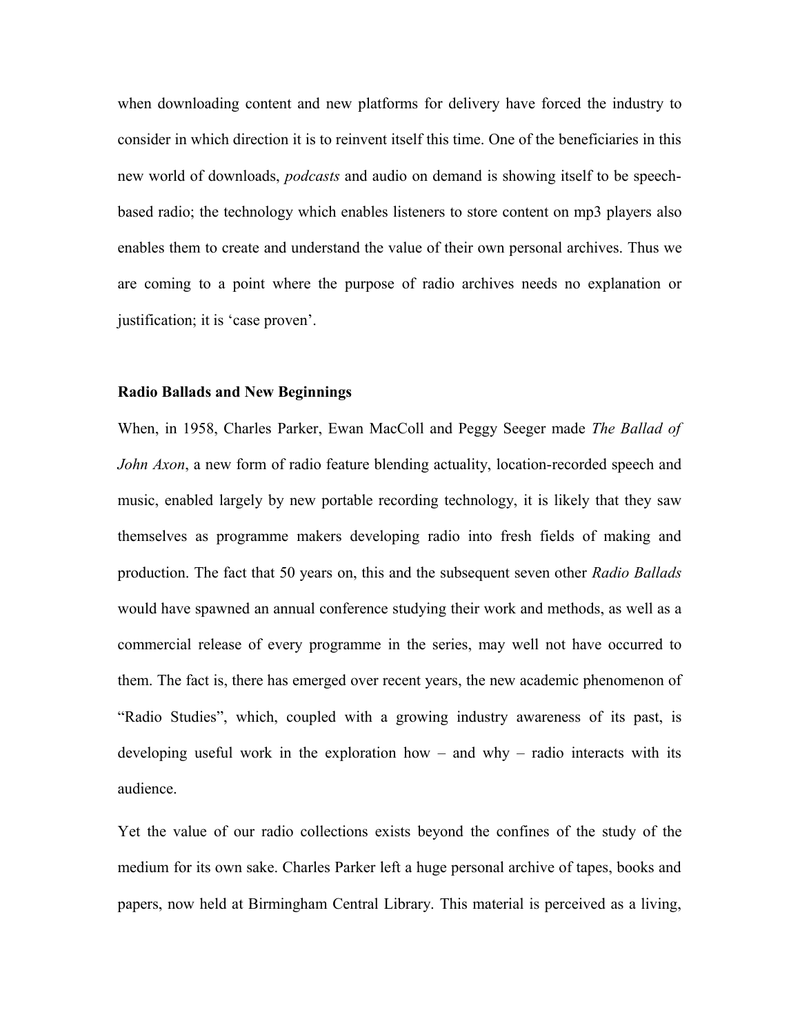when downloading content and new platforms for delivery have forced the industry to consider in which direction it is to reinvent itself this time. One of the beneficiaries in this new world of downloads, *podcasts* and audio on demand is showing itself to be speech-based radio; the technology which enables listeners to store content on mp3 players also enables them to create and understand the value of their own personal archives. Thus we are coming to a point where the purpose of radio archives needs no explanation or justification; it is 'case proven'.

**Radio Ballads and New Beginnings**

When, in 1958, Charles Parker, Ewan MacColl and Peggy Seeger made *The Ballad of John Axon*, a new form of radio feature blending actuality, location-recorded speech and music, enabled largely by new portable recording technology, it is likely that they saw themselves as programme makers developing radio into fresh fields of making and production. The fact that 50 years on, this and the subsequent seven other *Radio Ballads* would have spawned an annual conference studying their work and methods, as well as a commercial release of every programme in the series, may well not have occurred to them. The fact is, there has emerged over recent years, the new academic phenomenon of "Radio Studies", which, coupled with a growing industry awareness of its past, is developing useful work in the exploration how – and why – radio interacts with its audience.

Yet the value of our radio collections exists beyond the confines of the study of the medium for its own sake. Charles Parker left a huge personal archive of tapes, books and papers, now held at Birmingham Central Library. This material is perceived as a living,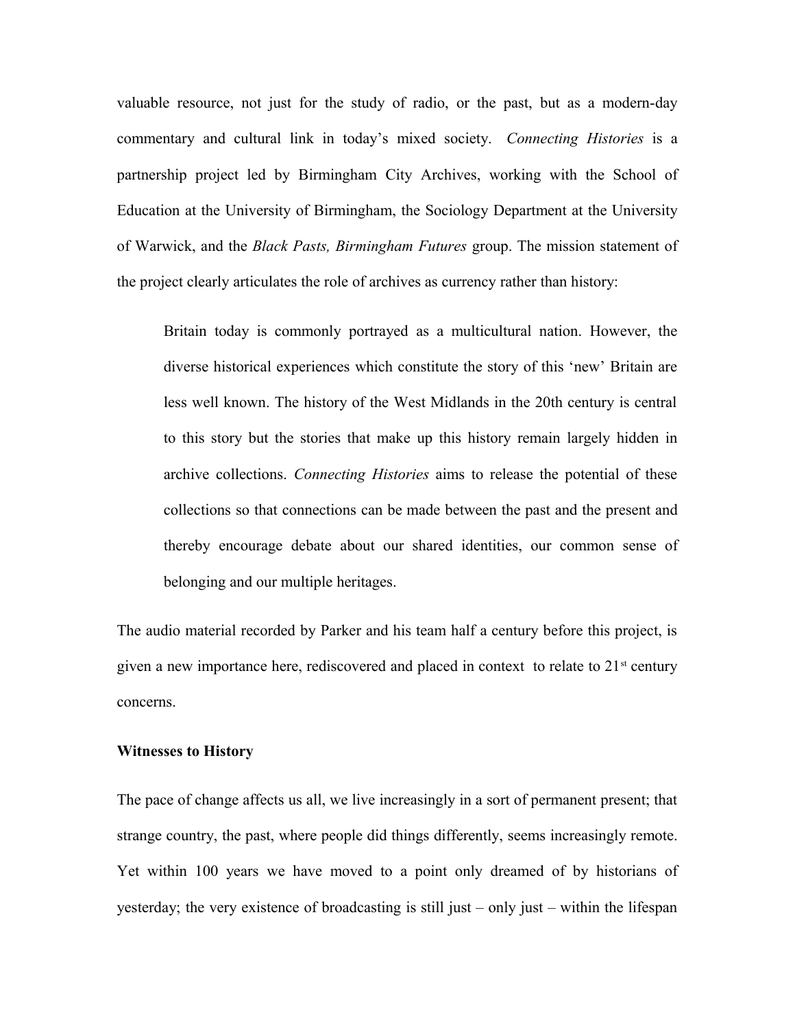valuable resource, not just for the study of radio, or the past, but as a modern-day commentary and cultural link in today's mixed society. *Connecting Histories* is a partnership project led by Birmingham City Archives, working with the School of Education at the University of Birmingham, the Sociology Department at the University of Warwick, and the *Black Pasts, Birmingham Futures* group. The mission statement of the project clearly articulates the role of archives as currency rather than history:

> Britain today is commonly portrayed as a multicultural nation. However, the diverse historical experiences which constitute the story of this 'new' Britain are less well known. The history of the West Midlands in the 20th century is central to this story but the stories that make up this history remain largely hidden in archive collections. *Connecting Histories* aims to release the potential of these collections so that connections can be made between the past and the present and thereby encourage debate about our shared identities, our common sense of belonging and our multiple heritages.

The audio material recorded by Parker and his team half a century before this project, is given a new importance here, rediscovered and placed in context to relate to 21st century concerns.

**Witnesses to History**

The pace of change affects us all, we live increasingly in a sort of permanent present; that strange country, the past, where people did things differently, seems increasingly remote. Yet within 100 years we have moved to a point only dreamed of by historians of yesterday; the very existence of broadcasting is still just – only just – within the lifespan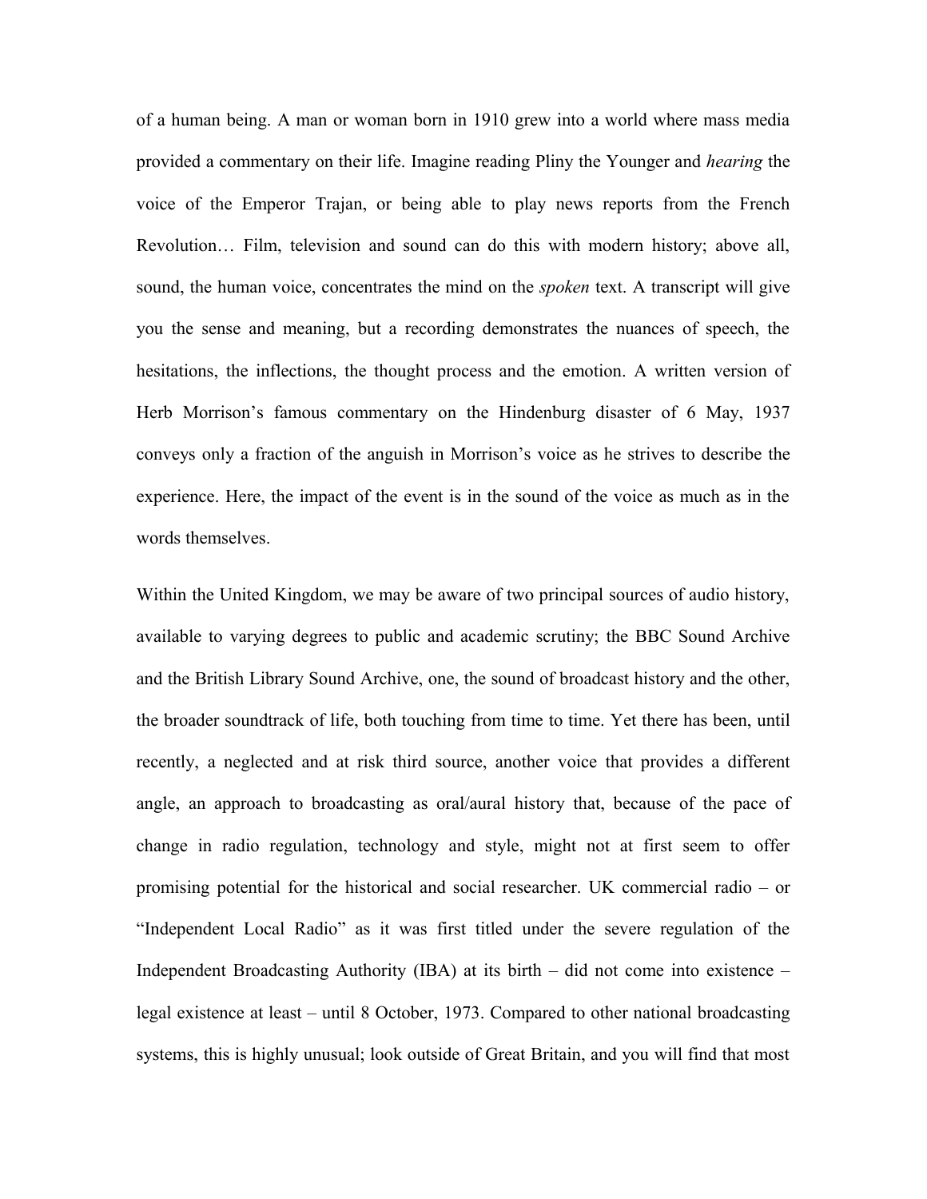of a human being. A man or woman born in 1910 grew into a world where mass media provided a commentary on their life. Imagine reading Pliny the Younger and *hearing* the voice of the Emperor Trajan, or being able to play news reports from the French Revolution… Film, television and sound can do this with modern history; above all, sound, the human voice, concentrates the mind on the *spoken* text. A transcript will give you the sense and meaning, but a recording demonstrates the nuances of speech, the hesitations, the inflections, the thought process and the emotion. A written version of Herb Morrison's famous commentary on the Hindenburg disaster of 6 May, 1937 conveys only a fraction of the anguish in Morrison's voice as he strives to describe the experience. Here, the impact of the event is in the sound of the voice as much as in the words themselves.

Within the United Kingdom, we may be aware of two principal sources of audio history, available to varying degrees to public and academic scrutiny; the BBC Sound Archive and the British Library Sound Archive, one, the sound of broadcast history and the other, the broader soundtrack of life, both touching from time to time. Yet there has been, until recently, a neglected and at risk third source, another voice that provides a different angle, an approach to broadcasting as oral/aural history that, because of the pace of change in radio regulation, technology and style, might not at first seem to offer promising potential for the historical and social researcher. UK commercial radio – or "Independent Local Radio" as it was first titled under the severe regulation of the Independent Broadcasting Authority (IBA) at its birth – did not come into existence – legal existence at least – until 8 October, 1973. Compared to other national broadcasting systems, this is highly unusual; look outside of Great Britain, and you will find that most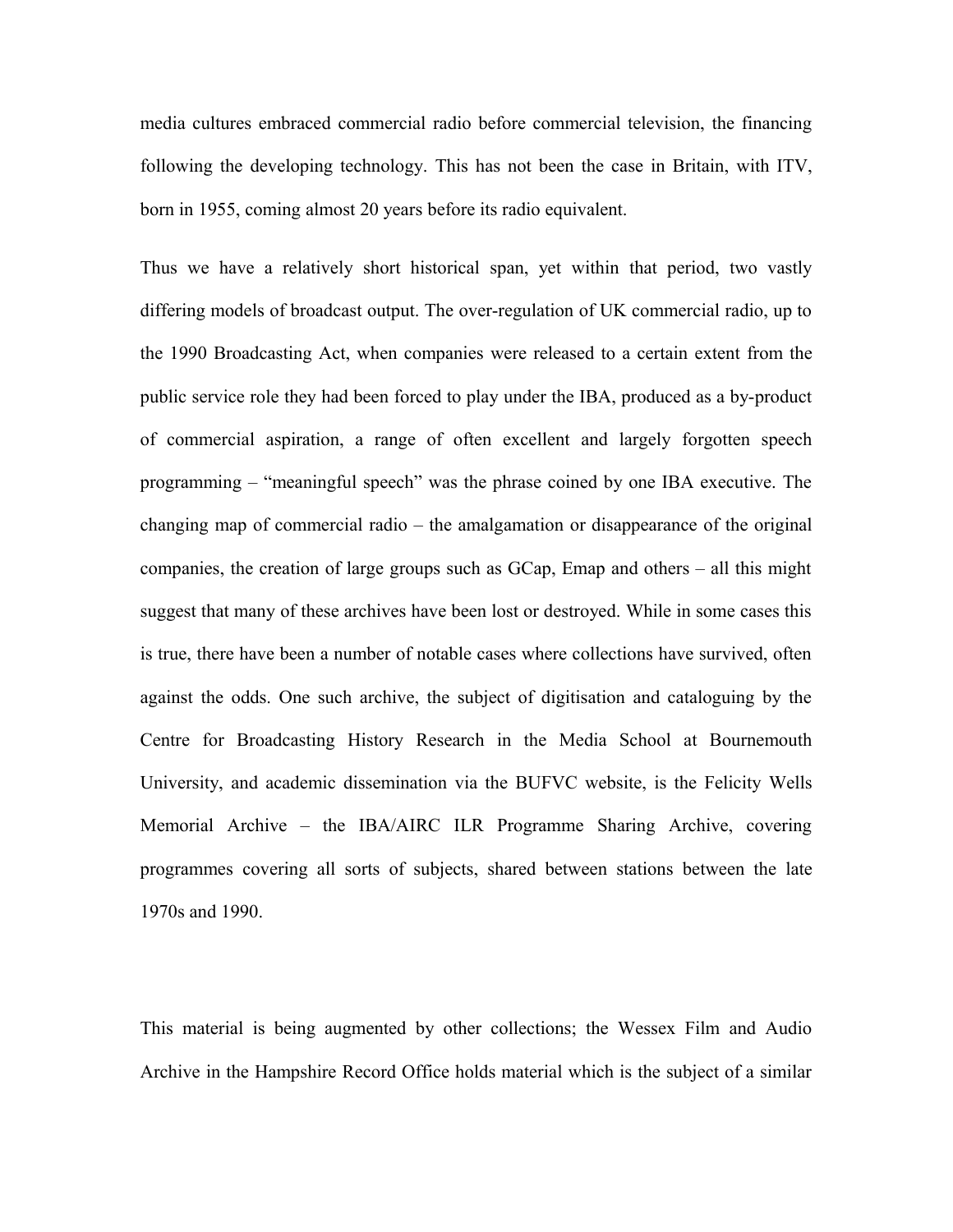media cultures embraced commercial radio before commercial television, the financing following the developing technology. This has not been the case in Britain, with ITV, born in 1955, coming almost 20 years before its radio equivalent.

Thus we have a relatively short historical span, yet within that period, two vastly differing models of broadcast output. The over-regulation of UK commercial radio, up to the 1990 Broadcasting Act, when companies were released to a certain extent from the public service role they had been forced to play under the IBA, produced as a by-product of commercial aspiration, a range of often excellent and largely forgotten speech programming – "meaningful speech" was the phrase coined by one IBA executive. The changing map of commercial radio – the amalgamation or disappearance of the original companies, the creation of large groups such as GCap, Emap and others – all this might suggest that many of these archives have been lost or destroyed. While in some cases this is true, there have been a number of notable cases where collections have survived, often against the odds. One such archive, the subject of digitisation and cataloguing by the Centre for Broadcasting History Research in the Media School at Bournemouth University, and academic dissemination via the BUFVC website, is the Felicity Wells Memorial Archive – the IBA/AIRC ILR Programme Sharing Archive, covering programmes covering all sorts of subjects, shared between stations between the late 1970s and 1990.

This material is being augmented by other collections; the Wessex Film and Audio Archive in the Hampshire Record Office holds material which is the subject of a similar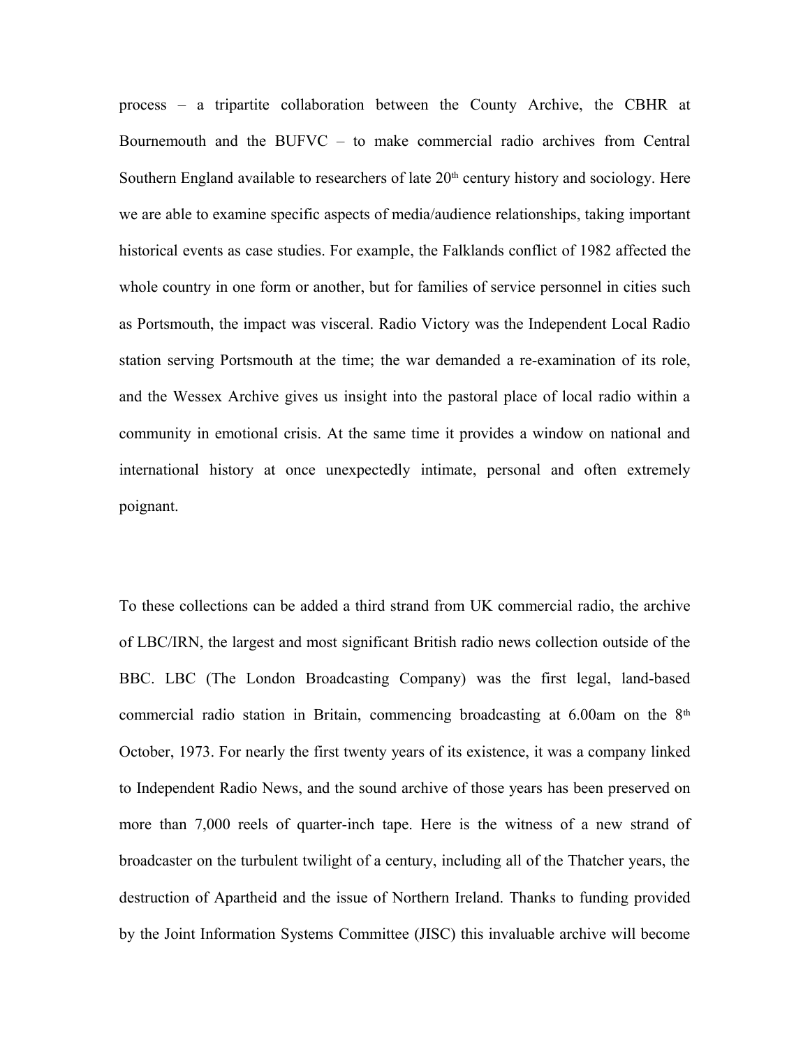process – a tripartite collaboration between the County Archive, the CBHR at Bournemouth and the BUFVC – to make commercial radio archives from Central Southern England available to researchers of late 20th century history and sociology. Here we are able to examine specific aspects of media/audience relationships, taking important historical events as case studies. For example, the Falklands conflict of 1982 affected the whole country in one form or another, but for families of service personnel in cities such as Portsmouth, the impact was visceral. Radio Victory was the Independent Local Radio station serving Portsmouth at the time; the war demanded a re-examination of its role, and the Wessex Archive gives us insight into the pastoral place of local radio within a community in emotional crisis. At the same time it provides a window on national and international history at once unexpectedly intimate, personal and often extremely poignant.

To these collections can be added a third strand from UK commercial radio, the archive of LBC/IRN, the largest and most significant British radio news collection outside of the BBC. LBC (The London Broadcasting Company) was the first legal, land-based commercial radio station in Britain, commencing broadcasting at 6.00am on the 8th October, 1973. For nearly the first twenty years of its existence, it was a company linked to Independent Radio News, and the sound archive of those years has been preserved on more than 7,000 reels of quarter-inch tape. Here is the witness of a new strand of broadcaster on the turbulent twilight of a century, including all of the Thatcher years, the destruction of Apartheid and the issue of Northern Ireland. Thanks to funding provided by the Joint Information Systems Committee (JISC) this invaluable archive will become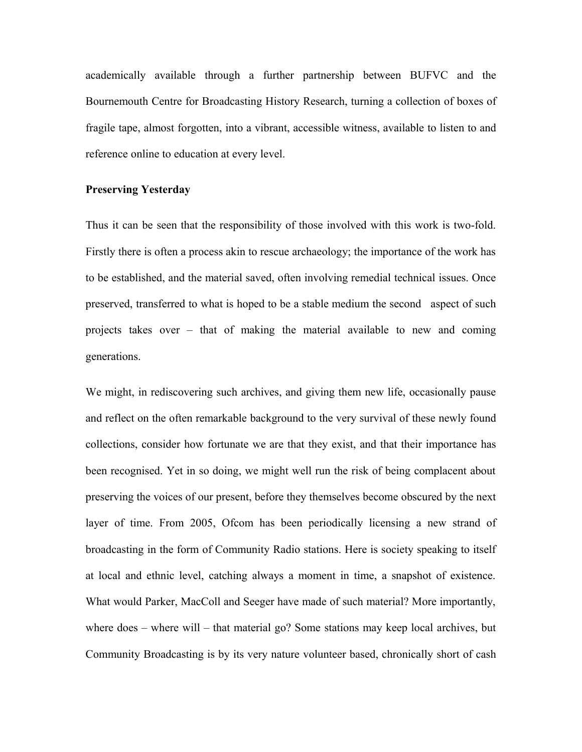academically available through a further partnership between BUFVC and the Bournemouth Centre for Broadcasting History Research, turning a collection of boxes of fragile tape, almost forgotten, into a vibrant, accessible witness, available to listen to and reference online to education at every level.

**Preserving Yesterday**

Thus it can be seen that the responsibility of those involved with this work is two-fold. Firstly there is often a process akin to rescue archaeology; the importance of the work has to be established, and the material saved, often involving remedial technical issues. Once preserved, transferred to what is hoped to be a stable medium the second aspect of such projects takes over – that of making the material available to new and coming generations.

We might, in rediscovering such archives, and giving them new life, occasionally pause and reflect on the often remarkable background to the very survival of these newly found collections, consider how fortunate we are that they exist, and that their importance has been recognised. Yet in so doing, we might well run the risk of being complacent about preserving the voices of our present, before they themselves become obscured by the next layer of time. From 2005, Ofcom has been periodically licensing a new strand of broadcasting in the form of Community Radio stations. Here is society speaking to itself at local and ethnic level, catching always a moment in time, a snapshot of existence. What would Parker, MacColl and Seeger have made of such material? More importantly, where does – where will – that material go? Some stations may keep local archives, but Community Broadcasting is by its very nature volunteer based, chronically short of cash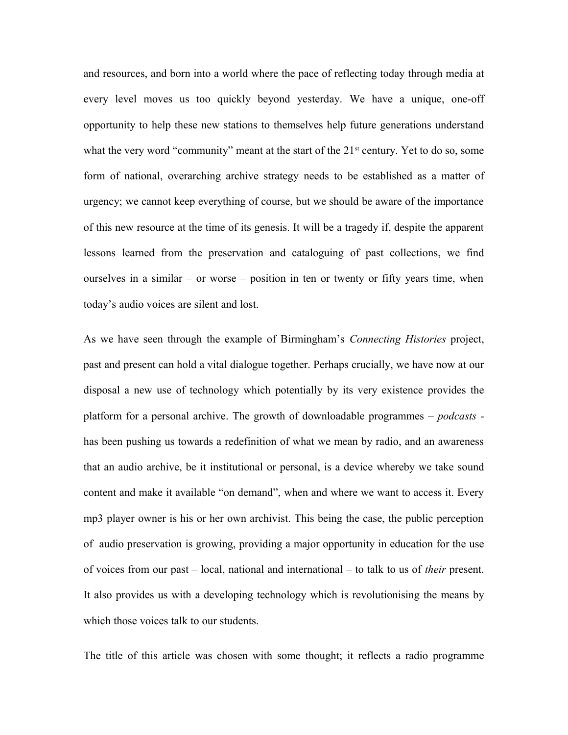and resources, and born into a world where the pace of reflecting today through media at every level moves us too quickly beyond yesterday. We have a unique, one-off opportunity to help these new stations to themselves help future generations understand what the very word "community" meant at the start of the 21st century. Yet to do so, some form of national, overarching archive strategy needs to be established as a matter of urgency; we cannot keep everything of course, but we should be aware of the importance of this new resource at the time of its genesis. It will be a tragedy if, despite the apparent lessons learned from the preservation and cataloguing of past collections, we find ourselves in a similar – or worse – position in ten or twenty or fifty years time, when today's audio voices are silent and lost.

As we have seen through the example of Birmingham's *Connecting Histories* project, past and present can hold a vital dialogue together. Perhaps crucially, we have now at our disposal a new use of technology which potentially by its very existence provides the platform for a personal archive. The growth of downloadable programmes – *podcasts* - has been pushing us towards a redefinition of what we mean by radio, and an awareness that an audio archive, be it institutional or personal, is a device whereby we take sound content and make it available "on demand", when and where we want to access it. Every mp3 player owner is his or her own archivist. This being the case, the public perception of audio preservation is growing, providing a major opportunity in education for the use of voices from our past – local, national and international – to talk to us of *their* present. It also provides us with a developing technology which is revolutionising the means by which those voices talk to our students.

The title of this article was chosen with some thought; it reflects a radio programme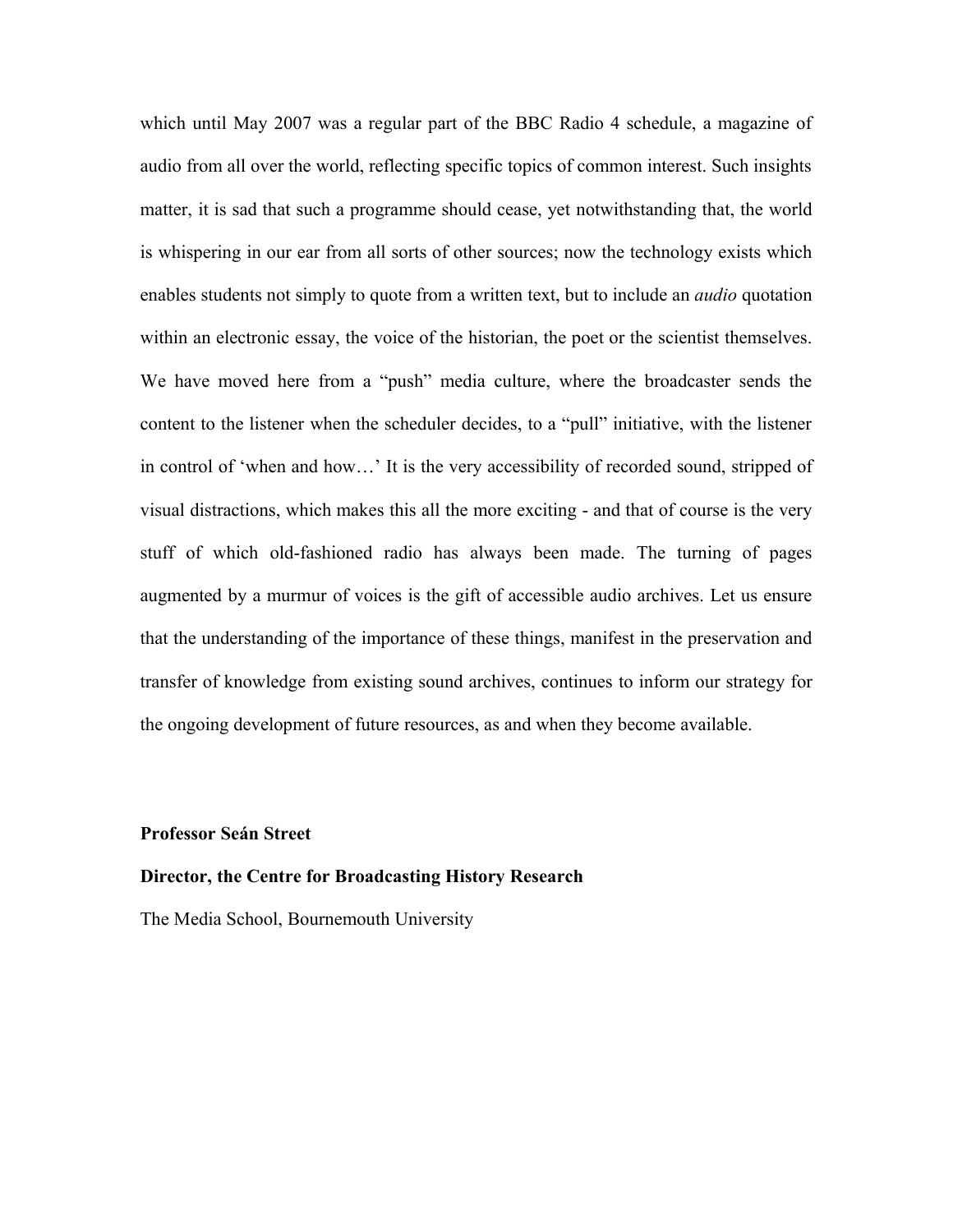which until May 2007 was a regular part of the BBC Radio 4 schedule, a magazine of audio from all over the world, reflecting specific topics of common interest. Such insights matter, it is sad that such a programme should cease, yet notwithstanding that, the world is whispering in our ear from all sorts of other sources; now the technology exists which enables students not simply to quote from a written text, but to include an *audio* quotation within an electronic essay, the voice of the historian, the poet or the scientist themselves. We have moved here from a "push" media culture, where the broadcaster sends the content to the listener when the scheduler decides, to a "pull" initiative, with the listener in control of 'when and how…' It is the very accessibility of recorded sound, stripped of visual distractions, which makes this all the more exciting - and that of course is the very stuff of which old-fashioned radio has always been made. The turning of pages augmented by a murmur of voices is the gift of accessible audio archives. Let us ensure that the understanding of the importance of these things, manifest in the preservation and transfer of knowledge from existing sound archives, continues to inform our strategy for the ongoing development of future resources, as and when they become available.

**Professor Seán Street**

**Director, the Centre for Broadcasting History Research**

The Media School, Bournemouth University